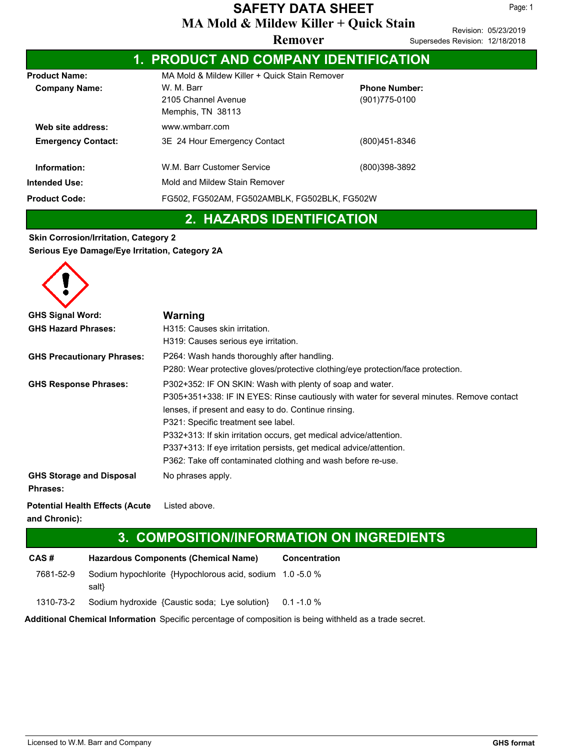# SAFETY DATA SHEET

## MA Mold & Mildew Killer + Quick Stain Remover

Revision: 05/23/2019
Supersedes Revision: 12/18/2018

## 1. PRODUCT AND COMPANY IDENTIFICATION

**Product Name:** MA Mold & Mildew Killer + Quick Stain Remover

**Company Name:** W. M. Barr
2105 Channel Avenue
Memphis, TN 38113

**Phone Number:** (901)775-0100

**Web site address:** www.wmbarr.com

**Emergency Contact:** 3E 24 Hour Emergency Contact (800)451-8346

**Information:** W.M. Barr Customer Service (800)398-3892

**Intended Use:** Mold and Mildew Stain Remover

**Product Code:** FG502, FG502AM, FG502AMBLK, FG502BLK, FG502W

## 2. HAZARDS IDENTIFICATION

**Skin Corrosion/Irritation, Category 2**
**Serious Eye Damage/Eye Irritation, Category 2A**

**GHS Signal Word:** Warning

**GHS Hazard Phrases:**
H315: Causes skin irritation.
H319: Causes serious eye irritation.

**GHS Precautionary Phrases:**
P264: Wash hands thoroughly after handling.
P280: Wear protective gloves/protective clothing/eye protection/face protection.

**GHS Response Phrases:**
P302+352: IF ON SKIN: Wash with plenty of soap and water.
P305+351+338: IF IN EYES: Rinse cautiously with water for several minutes. Remove contact lenses, if present and easy to do. Continue rinsing.
P321: Specific treatment see label.
P332+313: If skin irritation occurs, get medical advice/attention.
P337+313: If eye irritation persists, get medical advice/attention.
P362: Take off contaminated clothing and wash before re-use.

**GHS Storage and Disposal Phrases:** No phrases apply.

**Potential Health Effects (Acute and Chronic):** Listed above.

## 3. COMPOSITION/INFORMATION ON INGREDIENTS

| CAS # | Hazardous Components (Chemical Name) | Concentration |
|---|---|---|
| 7681-52-9 | Sodium hypochlorite {Hypochlorous acid, sodium salt} | 1.0 -5.0 % |
| 1310-73-2 | Sodium hydroxide {Caustic soda; Lye solution} | 0.1 -1.0 % |

**Additional Chemical Information** Specific percentage of composition is being withheld as a trade secret.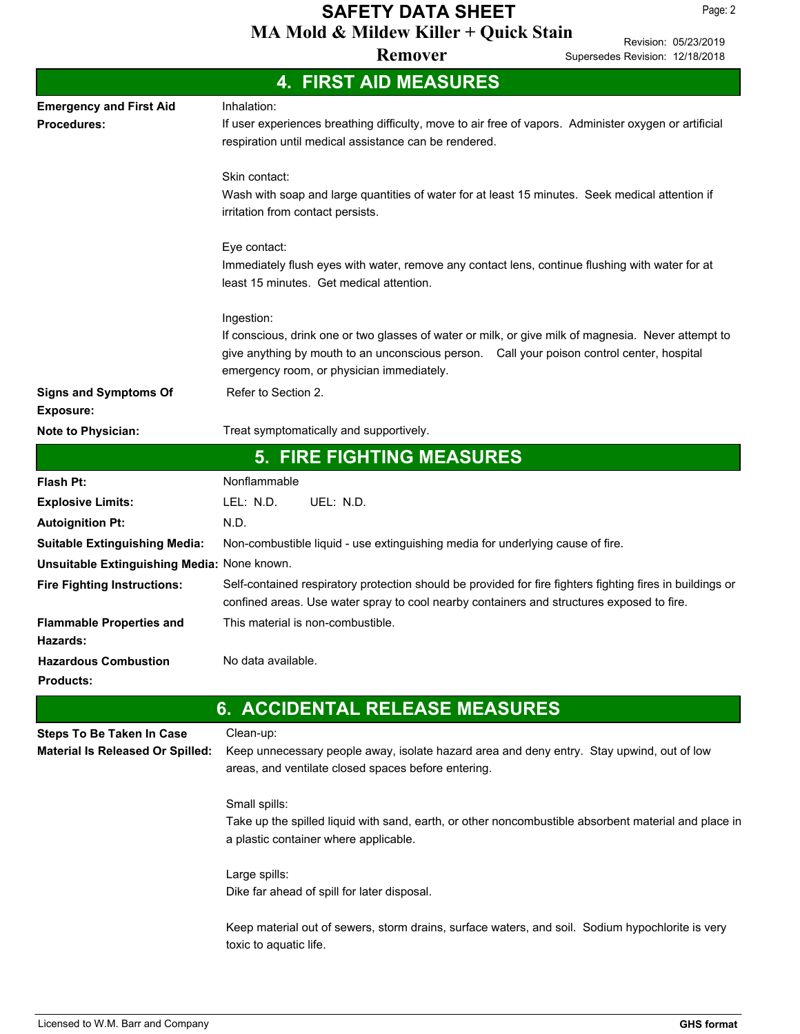## 4. FIRST AID MEASURES

**Emergency and First Aid Procedures:**

Inhalation:
If user experiences breathing difficulty, move to air free of vapors. Administer oxygen or artificial respiration until medical assistance can be rendered.

Skin contact:
Wash with soap and large quantities of water for at least 15 minutes. Seek medical attention if irritation from contact persists.

Eye contact:
Immediately flush eyes with water, remove any contact lens, continue flushing with water for at least 15 minutes. Get medical attention.

Ingestion:
If conscious, drink one or two glasses of water or milk, or give milk of magnesia. Never attempt to give anything by mouth to an unconscious person. Call your poison control center, hospital emergency room, or physician immediately.

**Signs and Symptoms Of Exposure:** Refer to Section 2.

**Note to Physician:** Treat symptomatically and supportively.

## 5. FIRE FIGHTING MEASURES

**Flash Pt:** Nonflammable

**Explosive Limits:** LEL: N.D. UEL: N.D.

**Autoignition Pt:** N.D.

**Suitable Extinguishing Media:** Non-combustible liquid - use extinguishing media for underlying cause of fire.

**Unsuitable Extinguishing Media:** None known.

**Fire Fighting Instructions:** Self-contained respiratory protection should be provided for fire fighters fighting fires in buildings or confined areas. Use water spray to cool nearby containers and structures exposed to fire.

**Flammable Properties and Hazards:** This material is non-combustible.

**Hazardous Combustion Products:** No data available.

## 6. ACCIDENTAL RELEASE MEASURES

**Steps To Be Taken In Case Material Is Released Or Spilled:**

Clean-up:
Keep unnecessary people away, isolate hazard area and deny entry. Stay upwind, out of low areas, and ventilate closed spaces before entering.

Small spills:
Take up the spilled liquid with sand, earth, or other noncombustible absorbent material and place in a plastic container where applicable.

Large spills:
Dike far ahead of spill for later disposal.

Keep material out of sewers, storm drains, surface waters, and soil. Sodium hypochlorite is very toxic to aquatic life.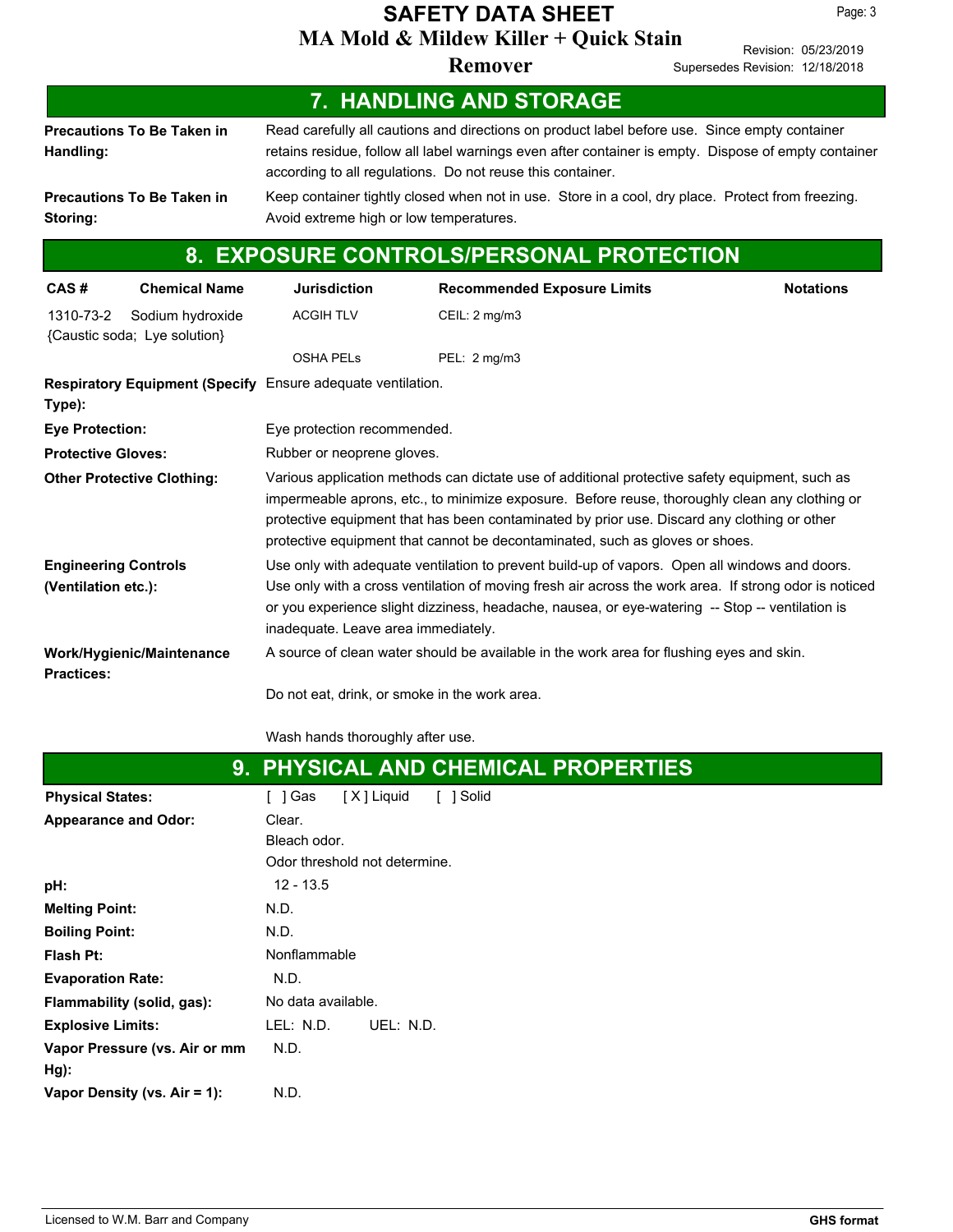## 7. HANDLING AND STORAGE

**Precautions To Be Taken in Handling:** Read carefully all cautions and directions on product label before use. Since empty container retains residue, follow all label warnings even after container is empty. Dispose of empty container according to all regulations. Do not reuse this container.

**Precautions To Be Taken in Storing:** Keep container tightly closed when not in use. Store in a cool, dry place. Protect from freezing. Avoid extreme high or low temperatures.

## 8. EXPOSURE CONTROLS/PERSONAL PROTECTION

| CAS # | Chemical Name | Jurisdiction | Recommended Exposure Limits | Notations |
|---|---|---|---|---|
| 1310-73-2 | Sodium hydroxide {Caustic soda; Lye solution} | ACGIH TLV | CEIL: 2 mg/m3 | |
| | | OSHA PELs | PEL: 2 mg/m3 | |

**Respiratory Equipment (Specify Type):** Ensure adequate ventilation.

**Eye Protection:** Eye protection recommended.

**Protective Gloves:** Rubber or neoprene gloves.

**Other Protective Clothing:** Various application methods can dictate use of additional protective safety equipment, such as impermeable aprons, etc., to minimize exposure. Before reuse, thoroughly clean any clothing or protective equipment that has been contaminated by prior use. Discard any clothing or other protective equipment that cannot be decontaminated, such as gloves or shoes.

**Engineering Controls (Ventilation etc.):** Use only with adequate ventilation to prevent build-up of vapors. Open all windows and doors. Use only with a cross ventilation of moving fresh air across the work area. If strong odor is noticed or you experience slight dizziness, headache, nausea, or eye-watering -- Stop -- ventilation is inadequate. Leave area immediately.

**Work/Hygienic/Maintenance Practices:** A source of clean water should be available in the work area for flushing eyes and skin.

Do not eat, drink, or smoke in the work area.

Wash hands thoroughly after use.

## 9. PHYSICAL AND CHEMICAL PROPERTIES

**Physical States:** [ ] Gas [ X ] Liquid [ ] Solid

**Appearance and Odor:** Clear.
Bleach odor.
Odor threshold not determine.

**pH:** 12 - 13.5

**Melting Point:** N.D.

**Boiling Point:** N.D.

**Flash Pt:** Nonflammable

**Evaporation Rate:** N.D.

**Flammability (solid, gas):** No data available.

**Explosive Limits:** LEL: N.D. UEL: N.D.

**Vapor Pressure (vs. Air or mm Hg):** N.D.

**Vapor Density (vs. Air = 1):** N.D.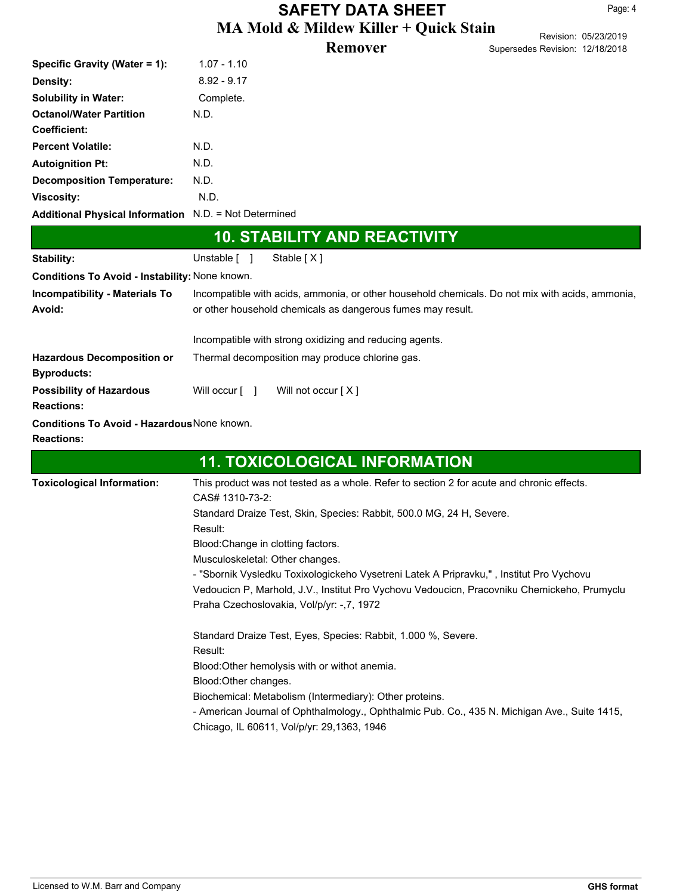| | |
|---|---|
| **Specific Gravity (Water = 1):** | 1.07 - 1.10 |
| **Density:** | 8.92 - 9.17 |
| **Solubility in Water:** | Complete. |
| **Octanol/Water Partition Coefficient:** | N.D. |
| **Percent Volatile:** | N.D. |
| **Autoignition Pt:** | N.D. |
| **Decomposition Temperature:** | N.D. |
| **Viscosity:** | N.D. |
| **Additional Physical Information** | N.D. = Not Determined |

## 10. STABILITY AND REACTIVITY

**Stability:** Unstable [ ] Stable [ X ]

**Conditions To Avoid - Instability:** None known.

**Incompatibility - Materials To Avoid:** Incompatible with acids, ammonia, or other household chemicals. Do not mix with acids, ammonia, or other household chemicals as dangerous fumes may result.

Incompatible with strong oxidizing and reducing agents.

**Hazardous Decomposition or Byproducts:** Thermal decomposition may produce chlorine gas.

**Possibility of Hazardous Reactions:** Will occur [ ] Will not occur [ X ]

**Conditions To Avoid - Hazardous Reactions:** None known.

## 11. TOXICOLOGICAL INFORMATION

**Toxicological Information:** This product was not tested as a whole. Refer to section 2 for acute and chronic effects.

CAS# 1310-73-2:

Standard Draize Test, Skin, Species: Rabbit, 500.0 MG, 24 H, Severe.

Result:

Blood:Change in clotting factors.

Musculoskeletal: Other changes.

- "Sbornik Vysledku Toxixologickeho Vysetreni Latek A Pripravku," , Institut Pro Vychovu Vedoucicn P, Marhold, J.V., Institut Pro Vychovu Vedoucicn, Pracovniku Chemickeho, Prumyclu Praha Czechoslovakia, Vol/p/yr: -,7, 1972

Standard Draize Test, Eyes, Species: Rabbit, 1.000 %, Severe.

Result:

Blood:Other hemolysis with or withot anemia.

Blood:Other changes.

Biochemical: Metabolism (Intermediary): Other proteins.

- American Journal of Ophthalmology., Ophthalmic Pub. Co., 435 N. Michigan Ave., Suite 1415, Chicago, IL 60611, Vol/p/yr: 29,1363, 1946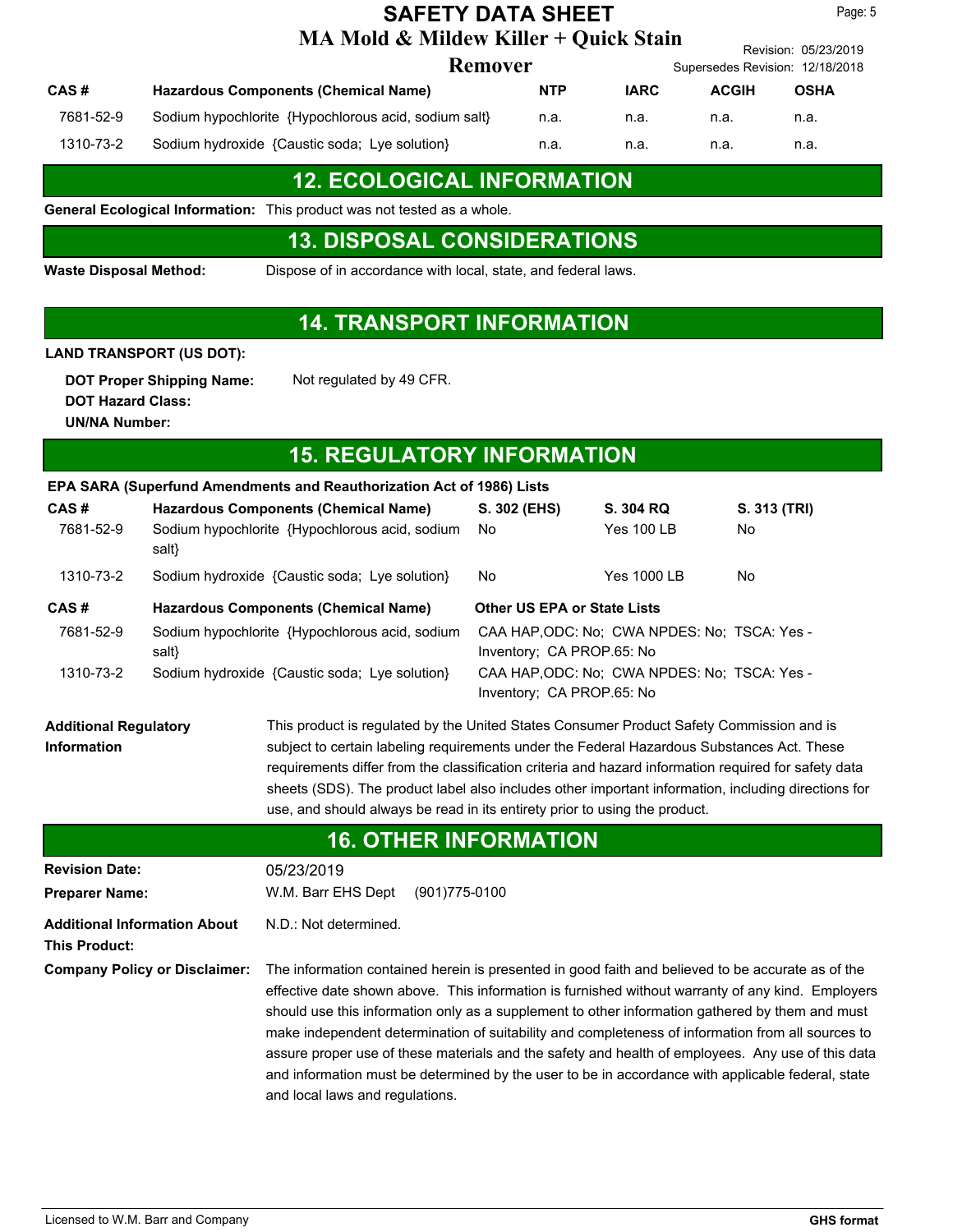| CAS # | Hazardous Components (Chemical Name) | NTP | IARC | ACGIH | OSHA |
|---|---|---|---|---|---|
| 7681-52-9 | Sodium hypochlorite {Hypochlorous acid, sodium salt} | n.a. | n.a. | n.a. | n.a. |
| 1310-73-2 | Sodium hydroxide {Caustic soda; Lye solution} | n.a. | n.a. | n.a. | n.a. |

## 12. ECOLOGICAL INFORMATION

**General Ecological Information:** This product was not tested as a whole.

## 13. DISPOSAL CONSIDERATIONS

**Waste Disposal Method:** Dispose of in accordance with local, state, and federal laws.

## 14. TRANSPORT INFORMATION

**LAND TRANSPORT (US DOT):**

**DOT Proper Shipping Name:** Not regulated by 49 CFR.

**DOT Hazard Class:**

**UN/NA Number:**

## 15. REGULATORY INFORMATION

**EPA SARA (Superfund Amendments and Reauthorization Act of 1986) Lists**

| CAS # | Hazardous Components (Chemical Name) | S. 302 (EHS) | S. 304 RQ | S. 313 (TRI) |
|---|---|---|---|---|
| 7681-52-9 | Sodium hypochlorite {Hypochlorous acid, sodium salt} | No | Yes 100 LB | No |
| 1310-73-2 | Sodium hydroxide {Caustic soda; Lye solution} | No | Yes 1000 LB | No |

| CAS # | Hazardous Components (Chemical Name) | Other US EPA or State Lists |
|---|---|---|
| 7681-52-9 | Sodium hypochlorite {Hypochlorous acid, sodium salt} | CAA HAP,ODC: No; CWA NPDES: No; TSCA: Yes - Inventory; CA PROP.65: No |
| 1310-73-2 | Sodium hydroxide {Caustic soda; Lye solution} | CAA HAP,ODC: No; CWA NPDES: No; TSCA: Yes - Inventory; CA PROP.65: No |

**Additional Regulatory Information:** This product is regulated by the United States Consumer Product Safety Commission and is subject to certain labeling requirements under the Federal Hazardous Substances Act. These requirements differ from the classification criteria and hazard information required for safety data sheets (SDS). The product label also includes other important information, including directions for use, and should always be read in its entirety prior to using the product.

## 16. OTHER INFORMATION

**Revision Date:** 05/23/2019

**Preparer Name:** W.M. Barr EHS Dept (901)775-0100

**Additional Information About This Product:** N.D.: Not determined.

**Company Policy or Disclaimer:** The information contained herein is presented in good faith and believed to be accurate as of the effective date shown above. This information is furnished without warranty of any kind. Employers should use this information only as a supplement to other information gathered by them and must make independent determination of suitability and completeness of information from all sources to assure proper use of these materials and the safety and health of employees. Any use of this data and information must be determined by the user to be in accordance with applicable federal, state and local laws and regulations.